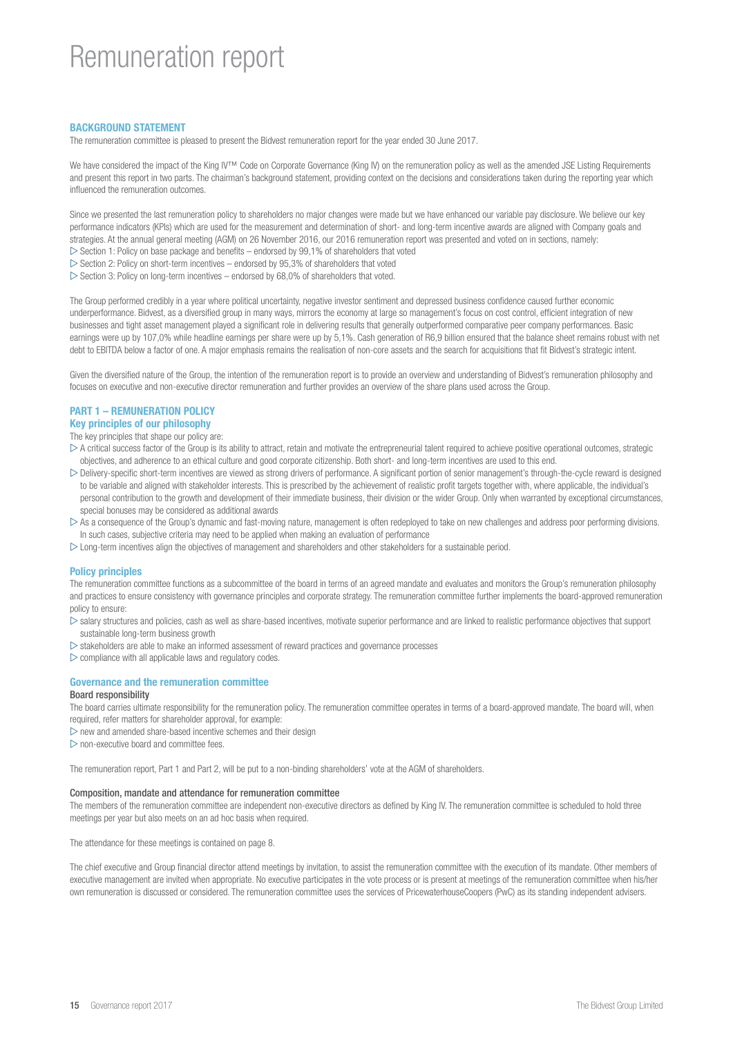# Remuneration report

## BACKGROUND STATEMENT

The remuneration committee is pleased to present the Bidvest remuneration report for the year ended 30 June 2017.

We have considered the impact of the King IV™ Code on Corporate Governance (King IV) on the remuneration policy as well as the amended JSE Listing Requirements and present this report in two parts. The chairman's background statement, providing context on the decisions and considerations taken during the reporting year which influenced the remuneration outcomes.

Since we presented the last remuneration policy to shareholders no major changes were made but we have enhanced our variable pay disclosure. We believe our key performance indicators (KPIs) which are used for the measurement and determination of short- and long-term incentive awards are aligned with Company goals and strategies. At the annual general meeting (AGM) on 26 November 2016, our 2016 remuneration report was presented and voted on in sections, namely:

- Section 1: Policy on base package and benefits – endorsed by 99,1% of shareholders that voted
- Section 2: Policy on short-term incentives – endorsed by 95,3% of shareholders that voted
- Section 3: Policy on long-term incentives – endorsed by 68,0% of shareholders that voted.

The Group performed credibly in a year where political uncertainty, negative investor sentiment and depressed business confidence caused further economic underperformance. Bidvest, as a diversified group in many ways, mirrors the economy at large so management's focus on cost control, efficient integration of new businesses and tight asset management played a significant role in delivering results that generally outperformed comparative peer company performances. Basic earnings were up by 107,0% while headline earnings per share were up by 5,1%. Cash generation of R6,9 billion ensured that the balance sheet remains robust with net debt to EBITDA below a factor of one. A major emphasis remains the realisation of non-core assets and the search for acquisitions that fit Bidvest's strategic intent.

Given the diversified nature of the Group, the intention of the remuneration report is to provide an overview and understanding of Bidvest's remuneration philosophy and focuses on executive and non-executive director remuneration and further provides an overview of the share plans used across the Group.

## PART 1 – REMUNERATION POLICY

### Key principles of our philosophy

The key principles that shape our policy are:

- A critical success factor of the Group is its ability to attract, retain and motivate the entrepreneurial talent required to achieve positive operational outcomes, strategic objectives, and adherence to an ethical culture and good corporate citizenship. Both short- and long-term incentives are used to this end.
- Delivery-specific short-term incentives are viewed as strong drivers of performance. A significant portion of senior management's through-the-cycle reward is designed to be variable and aligned with stakeholder interests. This is prescribed by the achievement of realistic profit targets together with, where applicable, the individual's personal contribution to the growth and development of their immediate business, their division or the wider Group. Only when warranted by exceptional circumstances, special bonuses may be considered as additional awards
- As a consequence of the Group's dynamic and fast-moving nature, management is often redeployed to take on new challenges and address poor performing divisions. In such cases, subjective criteria may need to be applied when making an evaluation of performance
- Long-term incentives align the objectives of management and shareholders and other stakeholders for a sustainable period.

### Policy principles

The remuneration committee functions as a subcommittee of the board in terms of an agreed mandate and evaluates and monitors the Group's remuneration philosophy and practices to ensure consistency with governance principles and corporate strategy. The remuneration committee further implements the board-approved remuneration policy to ensure:

- salary structures and policies, cash as well as share-based incentives, motivate superior performance and are linked to realistic performance objectives that support sustainable long-term business growth
- stakeholders are able to make an informed assessment of reward practices and governance processes
- compliance with all applicable laws and regulatory codes.

### Governance and the remuneration committee

#### Board responsibility

The board carries ultimate responsibility for the remuneration policy. The remuneration committee operates in terms of a board-approved mandate. The board will, when required, refer matters for shareholder approval, for example:

- new and amended share-based incentive schemes and their design
- non-executive board and committee fees.

The remuneration report, Part 1 and Part 2, will be put to a non-binding shareholders' vote at the AGM of shareholders.

#### Composition, mandate and attendance for remuneration committee

The members of the remuneration committee are independent non-executive directors as defined by King IV. The remuneration committee is scheduled to hold three meetings per year but also meets on an ad hoc basis when required.

The attendance for these meetings is contained on page 8.

The chief executive and Group financial director attend meetings by invitation, to assist the remuneration committee with the execution of its mandate. Other members of executive management are invited when appropriate. No executive participates in the vote process or is present at meetings of the remuneration committee when his/her own remuneration is discussed or considered. The remuneration committee uses the services of PricewaterhouseCoopers (PwC) as its standing independent advisers.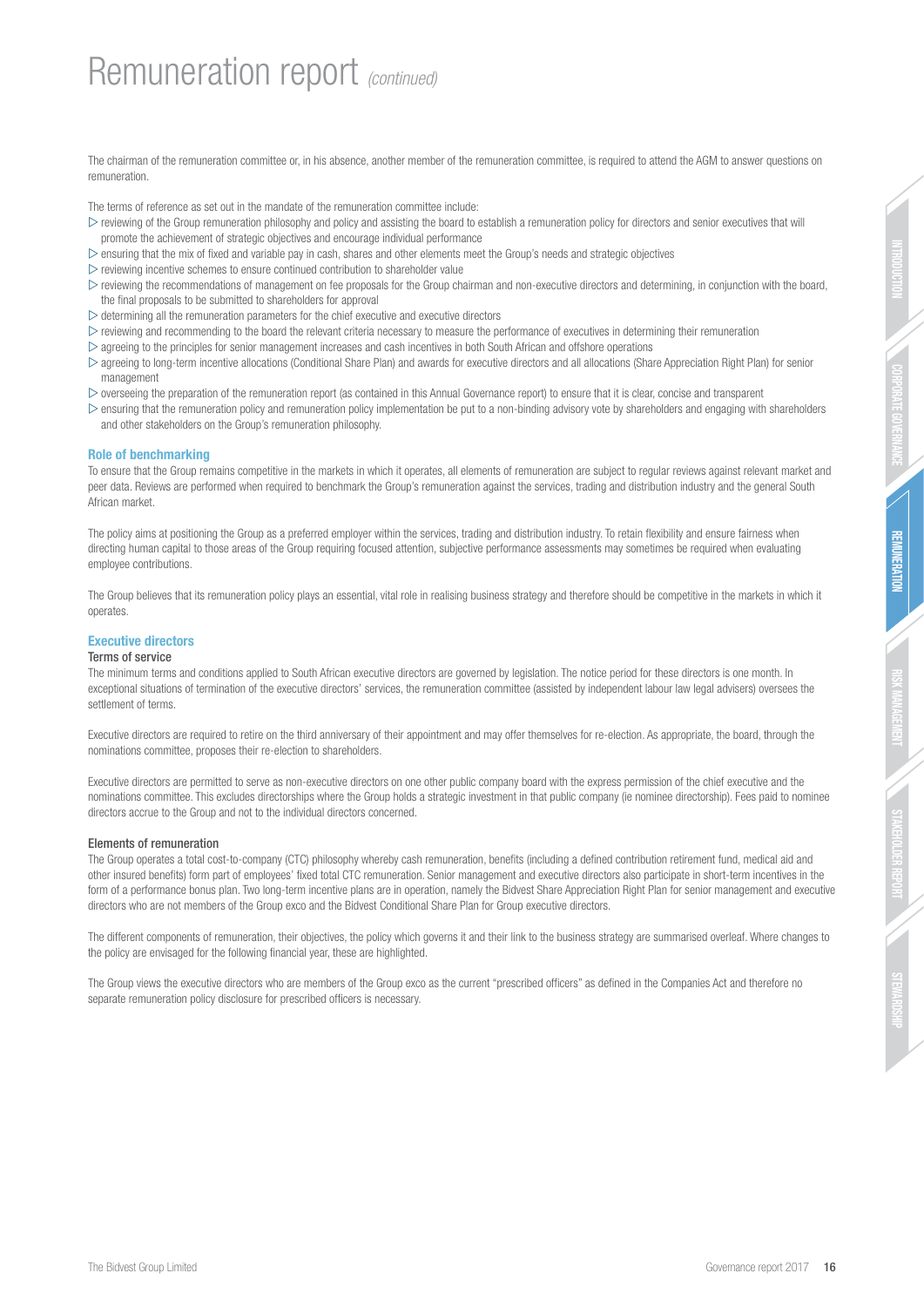# Remuneration report *(continued)*

The chairman of the remuneration committee or, in his absence, another member of the remuneration committee, is required to attend the AGM to answer questions on remuneration.

The terms of reference as set out in the mandate of the remuneration committee include:

- reviewing of the Group remuneration philosophy and policy and assisting the board to establish a remuneration policy for directors and senior executives that will promote the achievement of strategic objectives and encourage individual performance
- ensuring that the mix of fixed and variable pay in cash, shares and other elements meet the Group's needs and strategic objectives
- reviewing incentive schemes to ensure continued contribution to shareholder value
- reviewing the recommendations of management on fee proposals for the Group chairman and non-executive directors and determining, in conjunction with the board, the final proposals to be submitted to shareholders for approval
- determining all the remuneration parameters for the chief executive and executive directors
- reviewing and recommending to the board the relevant criteria necessary to measure the performance of executives in determining their remuneration
- agreeing to the principles for senior management increases and cash incentives in both South African and offshore operations
- agreeing to long-term incentive allocations (Conditional Share Plan) and awards for executive directors and all allocations (Share Appreciation Right Plan) for senior management
- overseeing the preparation of the remuneration report (as contained in this Annual Governance report) to ensure that it is clear, concise and transparent
- ensuring that the remuneration policy and remuneration policy implementation be put to a non-binding advisory vote by shareholders and engaging with shareholders and other stakeholders on the Group's remuneration philosophy.

## Role of benchmarking

To ensure that the Group remains competitive in the markets in which it operates, all elements of remuneration are subject to regular reviews against relevant market and peer data. Reviews are performed when required to benchmark the Group's remuneration against the services, trading and distribution industry and the general South African market.

The policy aims at positioning the Group as a preferred employer within the services, trading and distribution industry. To retain flexibility and ensure fairness when directing human capital to those areas of the Group requiring focused attention, subjective performance assessments may sometimes be required when evaluating employee contributions.

The Group believes that its remuneration policy plays an essential, vital role in realising business strategy and therefore should be competitive in the markets in which it operates.

## Executive directors

### Terms of service

The minimum terms and conditions applied to South African executive directors are governed by legislation. The notice period for these directors is one month. In exceptional situations of termination of the executive directors' services, the remuneration committee (assisted by independent labour law legal advisers) oversees the settlement of terms.

Executive directors are required to retire on the third anniversary of their appointment and may offer themselves for re-election. As appropriate, the board, through the nominations committee, proposes their re-election to shareholders.

Executive directors are permitted to serve as non-executive directors on one other public company board with the express permission of the chief executive and the nominations committee. This excludes directorships where the Group holds a strategic investment in that public company (ie nominee directorship). Fees paid to nominee directors accrue to the Group and not to the individual directors concerned.

### Elements of remuneration

The Group operates a total cost-to-company (CTC) philosophy whereby cash remuneration, benefits (including a defined contribution retirement fund, medical aid and other insured benefits) form part of employees' fixed total CTC remuneration. Senior management and executive directors also participate in short-term incentives in the form of a performance bonus plan. Two long-term incentive plans are in operation, namely the Bidvest Share Appreciation Right Plan for senior management and executive directors who are not members of the Group exco and the Bidvest Conditional Share Plan for Group executive directors.

The different components of remuneration, their objectives, the policy which governs it and their link to the business strategy are summarised overleaf. Where changes to the policy are envisaged for the following financial year, these are highlighted.

The Group views the executive directors who are members of the Group exco as the current "prescribed officers" as defined in the Companies Act and therefore no separate remuneration policy disclosure for prescribed officers is necessary.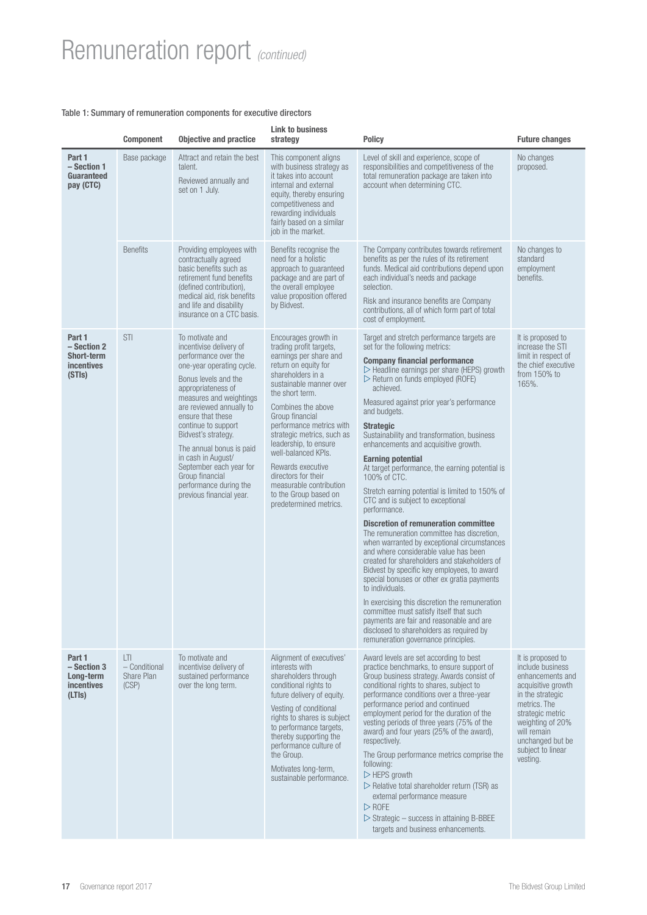# Remuneration report *(continued)*

Table 1: Summary of remuneration components for executive directors

| | Component | Objective and practice | Link to business strategy | Policy | Future changes |
|---|---|---|---|---|---|
| **Part 1 – Section 1 Guaranteed pay (CTC)** | Base package | Attract and retain the best talent.<br>Reviewed annually and set on 1 July. | This component aligns with business strategy as it takes into account internal and external equity, thereby ensuring competitiveness and rewarding individuals fairly based on a similar job in the market. | Level of skill and experience, scope of responsibilities and competitiveness of the total remuneration package are taken into account when determining CTC. | No changes proposed. |
| | Benefits | Providing employees with contractually agreed basic benefits such as retirement fund benefits (defined contribution), medical aid, risk benefits and life and disability insurance on a CTC basis. | Benefits recognise the need for a holistic approach to guaranteed package and are part of the overall employee value proposition offered by Bidvest. | The Company contributes towards retirement benefits as per the rules of its retirement funds. Medical aid contributions depend upon each individual's needs and package selection.<br>Risk and insurance benefits are Company contributions, all of which form part of total cost of employment. | No changes to standard employment benefits. |
| **Part 1 – Section 2 Short-term incentives (STIs)** | STI | To motivate and incentivise delivery of performance over the one-year operating cycle.<br>Bonus levels and the appropriateness of measures and weightings are reviewed annually to ensure that these continue to support Bidvest's strategy.<br>The annual bonus is paid in cash in August/ September each year for Group financial performance during the previous financial year. | Encourages growth in trading profit targets, earnings per share and return on equity for shareholders in a sustainable manner over the short term.<br>Combines the above Group financial performance metrics with strategic metrics, such as leadership, to ensure well-balanced KPIs.<br>Rewards executive directors for their measurable contribution to the Group based on predetermined metrics. | Target and stretch performance targets are set for the following metrics:<br>**Company financial performance**<br>▷ Headline earnings per share (HEPS) growth<br>▷ Return on funds employed (ROFE) achieved.<br>Measured against prior year's performance and budgets.<br>**Strategic**<br>Sustainability and transformation, business enhancements and acquisitive growth.<br>**Earning potential**<br>At target performance, the earning potential is 100% of CTC.<br>Stretch earning potential is limited to 150% of CTC and is subject to exceptional performance.<br>**Discretion of remuneration committee**<br>The remuneration committee has discretion, when warranted by exceptional circumstances and where considerable value has been created for shareholders and stakeholders of Bidvest by specific key employees, to award special bonuses or other ex gratia payments to individuals.<br>In exercising this discretion the remuneration committee must satisfy itself that such payments are fair and reasonable and are disclosed to shareholders as required by remuneration governance principles. | It is proposed to increase the STI limit in respect of the chief executive from 150% to 165%. |
| **Part 1 – Section 3 Long-term incentives (LTIs)** | LTI – Conditional Share Plan (CSP) | To motivate and incentivise delivery of sustained performance over the long term. | Alignment of executives' interests with shareholders through conditional rights to future delivery of equity.<br>Vesting of conditional rights to shares is subject to performance targets, thereby supporting the performance culture of the Group.<br>Motivates long-term, sustainable performance. | Award levels are set according to best practice benchmarks, to ensure support of Group business strategy. Awards consist of conditional rights to shares, subject to performance conditions over a three-year performance period and continued employment period for the duration of the vesting periods of three years (75% of the award) and four years (25% of the award), respectively.<br>The Group performance metrics comprise the following:<br>▷ HEPS growth<br>▷ Relative total shareholder return (TSR) as external performance measure<br>▷ ROFE<br>▷ Strategic – success in attaining B-BBEE targets and business enhancements. | It is proposed to include business enhancements and acquisitive growth in the strategic metrics. The strategic metric weighting of 20% will remain unchanged but be subject to linear vesting. |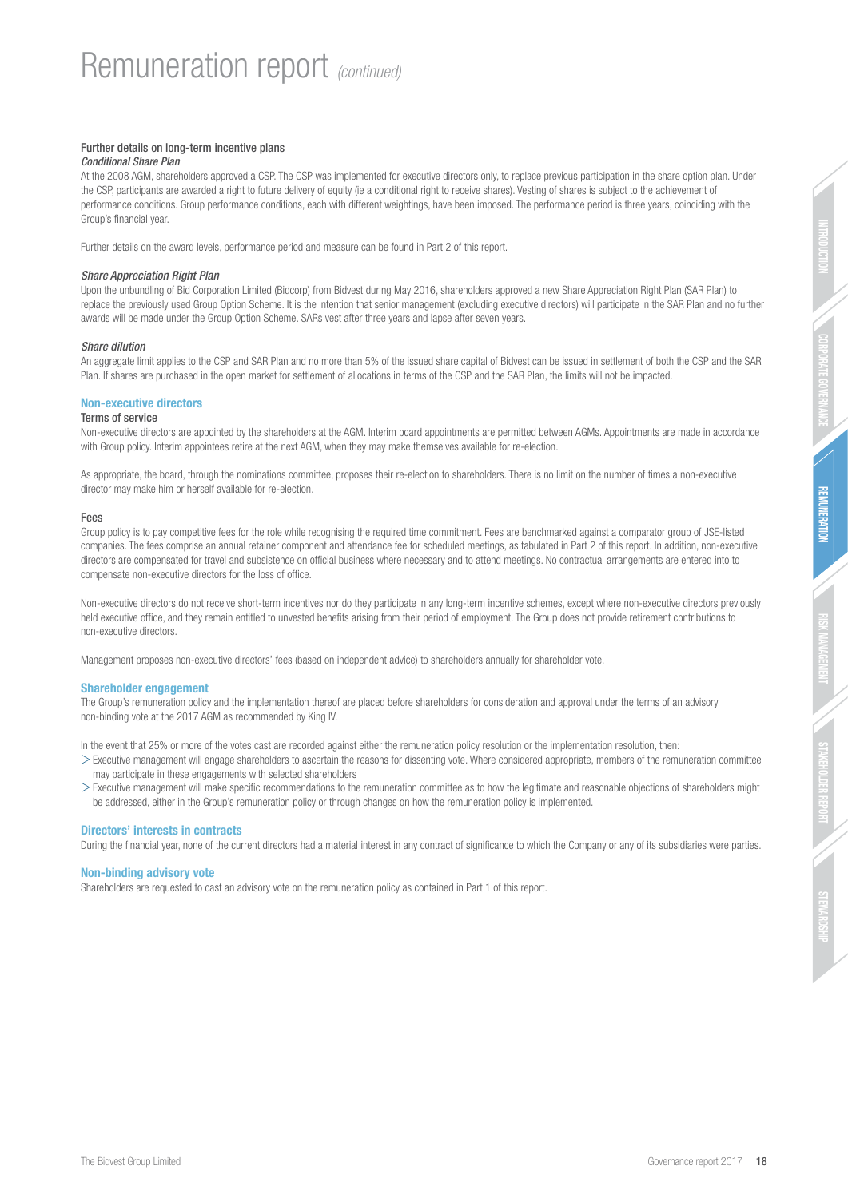# Remuneration report *(continued)*

### Further details on long-term incentive plans

*Conditional Share Plan*

At the 2008 AGM, shareholders approved a CSP. The CSP was implemented for executive directors only, to replace previous participation in the share option plan. Under the CSP, participants are awarded a right to future delivery of equity (ie a conditional right to receive shares). Vesting of shares is subject to the achievement of performance conditions. Group performance conditions, each with different weightings, have been imposed. The performance period is three years, coinciding with the Group's financial year.

Further details on the award levels, performance period and measure can be found in Part 2 of this report.

*Share Appreciation Right Plan*

Upon the unbundling of Bid Corporation Limited (Bidcorp) from Bidvest during May 2016, shareholders approved a new Share Appreciation Right Plan (SAR Plan) to replace the previously used Group Option Scheme. It is the intention that senior management (excluding executive directors) will participate in the SAR Plan and no further awards will be made under the Group Option Scheme. SARs vest after three years and lapse after seven years.

*Share dilution*

An aggregate limit applies to the CSP and SAR Plan and no more than 5% of the issued share capital of Bidvest can be issued in settlement of both the CSP and the SAR Plan. If shares are purchased in the open market for settlement of allocations in terms of the CSP and the SAR Plan, the limits will not be impacted.

## Non-executive directors

### Terms of service

Non-executive directors are appointed by the shareholders at the AGM. Interim board appointments are permitted between AGMs. Appointments are made in accordance with Group policy. Interim appointees retire at the next AGM, when they may make themselves available for re-election.

As appropriate, the board, through the nominations committee, proposes their re-election to shareholders. There is no limit on the number of times a non-executive director may make him or herself available for re-election.

### Fees

Group policy is to pay competitive fees for the role while recognising the required time commitment. Fees are benchmarked against a comparator group of JSE-listed companies. The fees comprise an annual retainer component and attendance fee for scheduled meetings, as tabulated in Part 2 of this report. In addition, non-executive directors are compensated for travel and subsistence on official business where necessary and to attend meetings. No contractual arrangements are entered into to compensate non-executive directors for the loss of office.

Non-executive directors do not receive short-term incentives nor do they participate in any long-term incentive schemes, except where non-executive directors previously held executive office, and they remain entitled to unvested benefits arising from their period of employment. The Group does not provide retirement contributions to non-executive directors.

Management proposes non-executive directors' fees (based on independent advice) to shareholders annually for shareholder vote.

## Shareholder engagement

The Group's remuneration policy and the implementation thereof are placed before shareholders for consideration and approval under the terms of an advisory non-binding vote at the 2017 AGM as recommended by King IV.

In the event that 25% or more of the votes cast are recorded against either the remuneration policy resolution or the implementation resolution, then:

- Executive management will engage shareholders to ascertain the reasons for dissenting vote. Where considered appropriate, members of the remuneration committee may participate in these engagements with selected shareholders
- Executive management will make specific recommendations to the remuneration committee as to how the legitimate and reasonable objections of shareholders might be addressed, either in the Group's remuneration policy or through changes on how the remuneration policy is implemented.

## Directors' interests in contracts

During the financial year, none of the current directors had a material interest in any contract of significance to which the Company or any of its subsidiaries were parties.

## Non-binding advisory vote

Shareholders are requested to cast an advisory vote on the remuneration policy as contained in Part 1 of this report.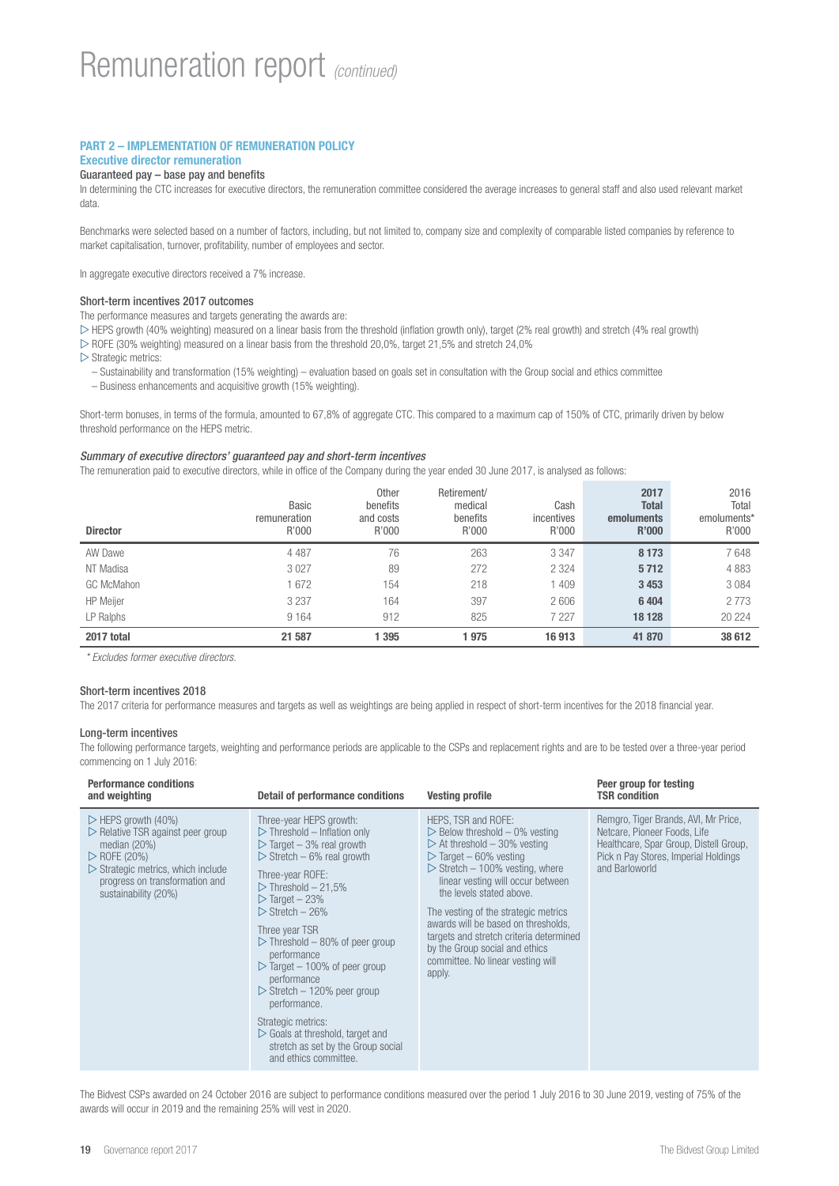# Remuneration report *(continued)*

## PART 2 – IMPLEMENTATION OF REMUNERATION POLICY

### Executive director remuneration

#### Guaranteed pay – base pay and benefits

In determining the CTC increases for executive directors, the remuneration committee considered the average increases to general staff and also used relevant market data.

Benchmarks were selected based on a number of factors, including, but not limited to, company size and complexity of comparable listed companies by reference to market capitalisation, turnover, profitability, number of employees and sector.

In aggregate executive directors received a 7% increase.

#### Short-term incentives 2017 outcomes

The performance measures and targets generating the awards are:

- HEPS growth (40% weighting) measured on a linear basis from the threshold (inflation growth only), target (2% real growth) and stretch (4% real growth)
- ROFE (30% weighting) measured on a linear basis from the threshold 20,0%, target 21,5% and stretch 24,0%
- Strategic metrics:
  - Sustainability and transformation (15% weighting) – evaluation based on goals set in consultation with the Group social and ethics committee
  - Business enhancements and acquisitive growth (15% weighting).

Short-term bonuses, in terms of the formula, amounted to 67,8% of aggregate CTC. This compared to a maximum cap of 150% of CTC, primarily driven by below threshold performance on the HEPS metric.

*Summary of executive directors' guaranteed pay and short-term incentives*

The remuneration paid to executive directors, while in office of the Company during the year ended 30 June 2017, is analysed as follows:

| Director | Basic remuneration R'000 | Other benefits and costs R'000 | Retirement/ medical benefits R'000 | Cash incentives R'000 | **2017 Total emoluments R'000** | 2016 Total emoluments* R'000 |
|---|---|---|---|---|---|---|
| AW Dawe | 4 487 | 76 | 263 | 3 347 | **8 173** | 7 648 |
| NT Madisa | 3 027 | 89 | 272 | 2 324 | **5 712** | 4 883 |
| GC McMahon | 1 672 | 154 | 218 | 1 409 | **3 453** | 3 084 |
| HP Meijer | 3 237 | 164 | 397 | 2 606 | **6 404** | 2 773 |
| LP Ralphs | 9 164 | 912 | 825 | 7 227 | **18 128** | 20 224 |
| **2017 total** | **21 587** | **1 395** | **1 975** | **16 913** | **41 870** | **38 612** |

*\* Excludes former executive directors.*

#### Short-term incentives 2018

The 2017 criteria for performance measures and targets as well as weightings are being applied in respect of short-term incentives for the 2018 financial year.

#### Long-term incentives

The following performance targets, weighting and performance periods are applicable to the CSPs and replacement rights and are to be tested over a three-year period commencing on 1 July 2016:

| Performance conditions and weighting | Detail of performance conditions | Vesting profile | Peer group for testing TSR condition |
|---|---|---|---|
| ▷ HEPS growth (40%)<br>▷ Relative TSR against peer group median (20%)<br>▷ ROFE (20%)<br>▷ Strategic metrics, which include progress on transformation and sustainability (20%) | Three-year HEPS growth:<br>▷ Threshold – Inflation only<br>▷ Target – 3% real growth<br>▷ Stretch – 6% real growth<br><br>Three-year ROFE:<br>▷ Threshold – 21,5%<br>▷ Target – 23%<br>▷ Stretch – 26%<br><br>Three year TSR<br>▷ Threshold – 80% of peer group performance<br>▷ Target – 100% of peer group performance<br>▷ Stretch – 120% peer group performance.<br><br>Strategic metrics:<br>▷ Goals at threshold, target and stretch as set by the Group social and ethics committee. | HEPS, TSR and ROFE:<br>▷ Below threshold – 0% vesting<br>▷ At threshold – 30% vesting<br>▷ Target – 60% vesting<br>▷ Stretch – 100% vesting, where linear vesting will occur between the levels stated above.<br><br>The vesting of the strategic metrics awards will be based on thresholds, targets and stretch criteria determined by the Group social and ethics committee. No linear vesting will apply. | Remgro, Tiger Brands, AVI, Mr Price, Netcare, Pioneer Foods, Life Healthcare, Spar Group, Distell Group, Pick n Pay Stores, Imperial Holdings and Barloworld |

The Bidvest CSPs awarded on 24 October 2016 are subject to performance conditions measured over the period 1 July 2016 to 30 June 2019, vesting of 75% of the awards will occur in 2019 and the remaining 25% will vest in 2020.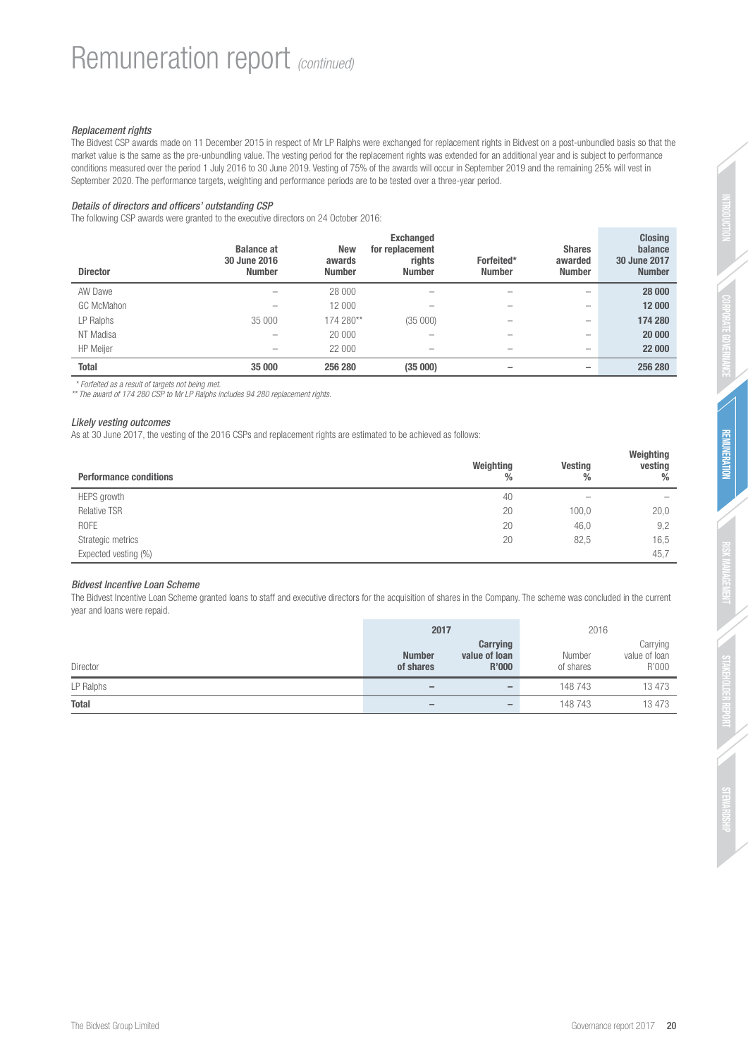# Remuneration report *(continued)*

### *Replacement rights*

The Bidvest CSP awards made on 11 December 2015 in respect of Mr LP Ralphs were exchanged for replacement rights in Bidvest on a post-unbundled basis so that the market value is the same as the pre-unbundling value. The vesting period for the replacement rights was extended for an additional year and is subject to performance conditions measured over the period 1 July 2016 to 30 June 2019. Vesting of 75% of the awards will occur in September 2019 and the remaining 25% will vest in September 2020. The performance targets, weighting and performance periods are to be tested over a three-year period.

### *Details of directors and officers' outstanding CSP*

The following CSP awards were granted to the executive directors on 24 October 2016:

| Director | Balance at 30 June 2016 Number | New awards Number | Exchanged for replacement rights Number | Forfeited* Number | Shares awarded Number | Closing balance 30 June 2017 Number |
|---|---|---|---|---|---|---|
| AW Dawe | – | 28 000 | – | – | – | **28 000** |
| GC McMahon | – | 12 000 | – | – | – | **12 000** |
| LP Ralphs | 35 000 | 174 280** | (35 000) | – | – | **174 280** |
| NT Madisa | – | 20 000 | – | – | – | **20 000** |
| HP Meijer | – | 22 000 | – | – | – | **22 000** |
| **Total** | **35 000** | **256 280** | **(35 000)** | **–** | **–** | **256 280** |

*\* Forfeited as a result of targets not being met.*
*\*\* The award of 174 280 CSP to Mr LP Ralphs includes 94 280 replacement rights.*

### *Likely vesting outcomes*

As at 30 June 2017, the vesting of the 2016 CSPs and replacement rights are estimated to be achieved as follows:

| Performance conditions | Weighting % | Vesting % | Weighting vesting % |
|---|---|---|---|
| HEPS growth | 40 | – | – |
| Relative TSR | 20 | 100,0 | 20,0 |
| ROFE | 20 | 46,0 | 9,2 |
| Strategic metrics | 20 | 82,5 | 16,5 |
| Expected vesting (%) | | | 45,7 |

### *Bidvest Incentive Loan Scheme*

The Bidvest Incentive Loan Scheme granted loans to staff and executive directors for the acquisition of shares in the Company. The scheme was concluded in the current year and loans were repaid.

| | **2017** | | 2016 | |
|---|---|---|---|---|
| Director | **Number of shares** | **Carrying value of loan R'000** | Number of shares | Carrying value of loan R'000 |
| LP Ralphs | – | – | 148 743 | 13 473 |
| **Total** | – | – | 148 743 | 13 473 |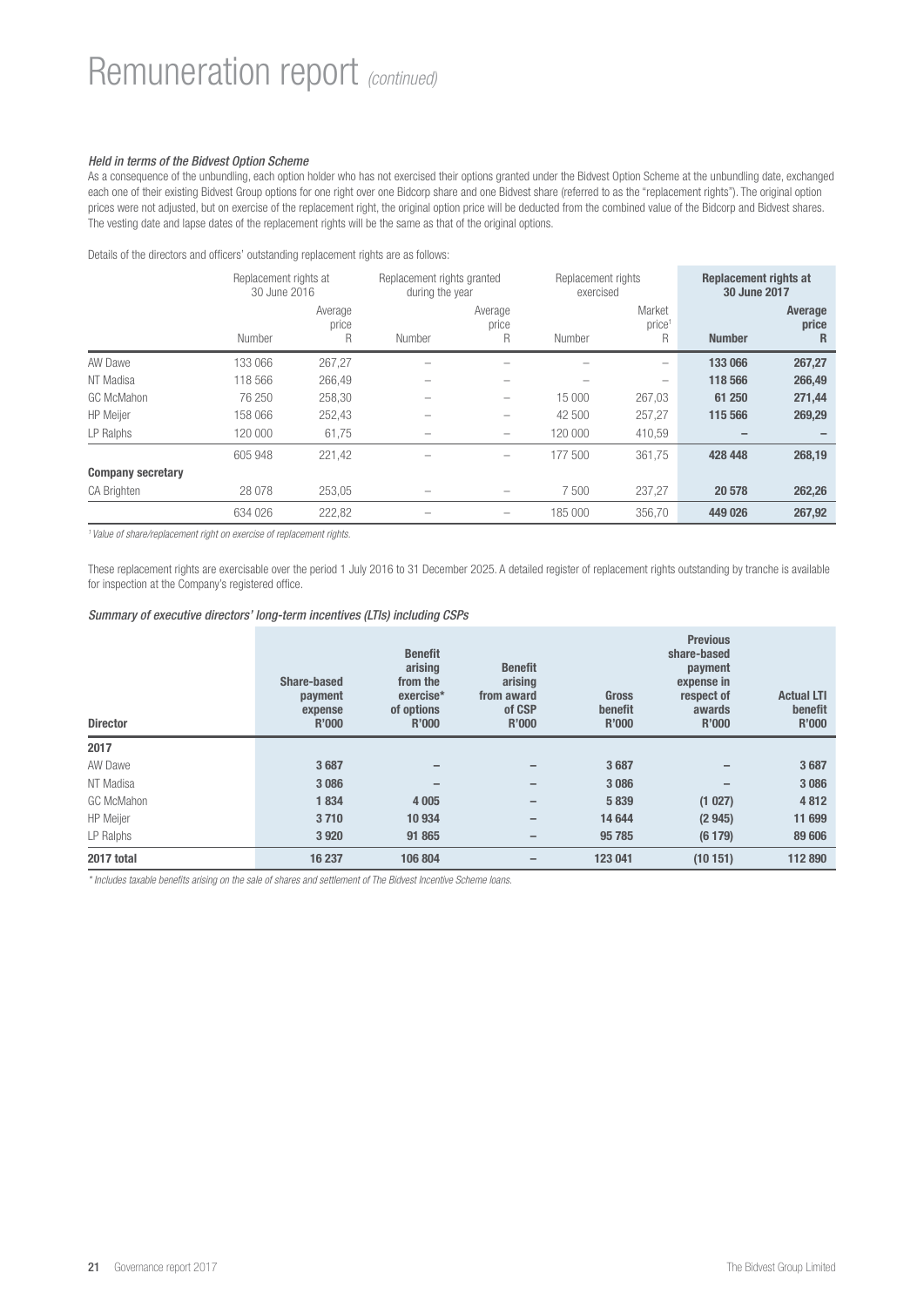# Remuneration report *(continued)*

*Held in terms of the Bidvest Option Scheme*

As a consequence of the unbundling, each option holder who has not exercised their options granted under the Bidvest Option Scheme at the unbundling date, exchanged each one of their existing Bidvest Group options for one right over one Bidcorp share and one Bidvest share (referred to as the "replacement rights"). The original option prices were not adjusted, but on exercise of the replacement right, the original option price will be deducted from the combined value of the Bidcorp and Bidvest shares. The vesting date and lapse dates of the replacement rights will be the same as that of the original options.

Details of the directors and officers' outstanding replacement rights are as follows:

| | Replacement rights at 30 June 2016 | | Replacement rights granted during the year | | Replacement rights exercised | | **Replacement rights at 30 June 2017** | |
|---|---|---|---|---|---|---|---|---|
| | Number | Average price R | Number | Average price R | Number | Market price[1] R | **Number** | **Average price R** |
| AW Dawe | 133 066 | 267,27 | – | – | – | – | **133 066** | **267,27** |
| NT Madisa | 118 566 | 266,49 | – | – | – | – | **118 566** | **266,49** |
| GC McMahon | 76 250 | 258,30 | – | – | 15 000 | 267,03 | **61 250** | **271,44** |
| HP Meijer | 158 066 | 252,43 | – | – | 42 500 | 257,27 | **115 566** | **269,29** |
| LP Ralphs | 120 000 | 61,75 | – | – | 120 000 | 410,59 | **–** | **–** |
| | 605 948 | 221,42 | – | – | 177 500 | 361,75 | **428 448** | **268,19** |
| **Company secretary** | | | | | | | | |
| CA Brighten | 28 078 | 253,05 | – | – | 7 500 | 237,27 | **20 578** | **262,26** |
| | 634 026 | 222,82 | – | – | 185 000 | 356,70 | **449 026** | **267,92** |

[1] *Value of share/replacement right on exercise of replacement rights.*

These replacement rights are exercisable over the period 1 July 2016 to 31 December 2025. A detailed register of replacement rights outstanding by tranche is available for inspection at the Company's registered office.

*Summary of executive directors' long-term incentives (LTIs) including CSPs*

| Director | Share-based payment expense R'000 | Benefit arising from the exercise* of options R'000 | Benefit arising from award of CSP R'000 | Gross benefit R'000 | Previous share-based payment expense in respect of awards R'000 | Actual LTI benefit R'000 |
|---|---|---|---|---|---|---|
| **2017** | | | | | | |
| AW Dawe | **3 687** | **–** | **–** | **3 687** | **–** | **3 687** |
| NT Madisa | **3 086** | **–** | **–** | **3 086** | **–** | **3 086** |
| GC McMahon | **1 834** | **4 005** | **–** | **5 839** | **(1 027)** | **4 812** |
| HP Meijer | **3 710** | **10 934** | **–** | **14 644** | **(2 945)** | **11 699** |
| LP Ralphs | **3 920** | **91 865** | **–** | **95 785** | **(6 179)** | **89 606** |
| **2017 total** | **16 237** | **106 804** | **–** | **123 041** | **(10 151)** | **112 890** |

*\* Includes taxable benefits arising on the sale of shares and settlement of The Bidvest Incentive Scheme loans.*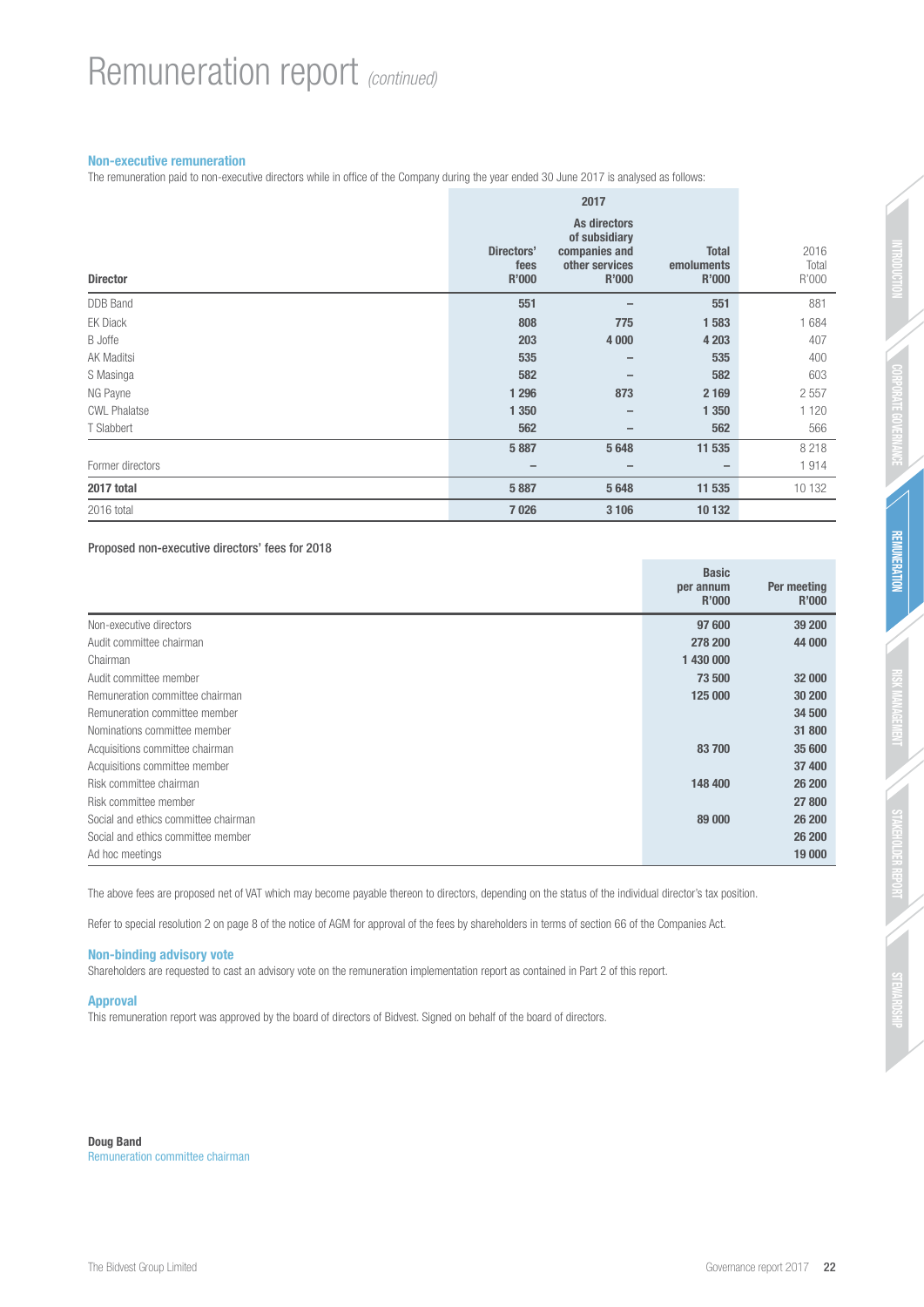# Remuneration report *(continued)*

### Non-executive remuneration

The remuneration paid to non-executive directors while in office of the Company during the year ended 30 June 2017 is analysed as follows:

| | 2017 | | | |
|---|---|---|---|---|
| **Director** | **Directors' fees R'000** | **As directors of subsidiary companies and other services R'000** | **Total emoluments R'000** | 2016 Total R'000 |
| DDB Band | 551 | – | 551 | 881 |
| EK Diack | 808 | 775 | 1 583 | 1 684 |
| B Joffe | 203 | 4 000 | 4 203 | 407 |
| AK Maditsi | 535 | – | 535 | 400 |
| S Masinga | 582 | – | 582 | 603 |
| NG Payne | 1 296 | 873 | 2 169 | 2 557 |
| CWL Phalatse | 1 350 | – | 1 350 | 1 120 |
| T Slabbert | 562 | – | 562 | 566 |
| | 5 887 | 5 648 | 11 535 | 8 218 |
| Former directors | – | – | – | 1 914 |
| **2017 total** | **5 887** | **5 648** | **11 535** | 10 132 |
| 2016 total | 7 026 | 3 106 | 10 132 | |

Proposed non-executive directors' fees for 2018

| | Basic per annum R'000 | Per meeting R'000 |
|---|---|---|
| Non-executive directors | 97 600 | 39 200 |
| Audit committee chairman | 278 200 | 44 000 |
| Chairman | 1 430 000 | |
| Audit committee member | 73 500 | 32 000 |
| Remuneration committee chairman | 125 000 | 30 200 |
| Remuneration committee member | | 34 500 |
| Nominations committee member | | 31 800 |
| Acquisitions committee chairman | 83 700 | 35 600 |
| Acquisitions committee member | | 37 400 |
| Risk committee chairman | 148 400 | 26 200 |
| Risk committee member | | 27 800 |
| Social and ethics committee chairman | 89 000 | 26 200 |
| Social and ethics committee member | | 26 200 |
| Ad hoc meetings | | 19 000 |

The above fees are proposed net of VAT which may become payable thereon to directors, depending on the status of the individual director's tax position.

Refer to special resolution 2 on page 8 of the notice of AGM for approval of the fees by shareholders in terms of section 66 of the Companies Act.

### Non-binding advisory vote

Shareholders are requested to cast an advisory vote on the remuneration implementation report as contained in Part 2 of this report.

### Approval

This remuneration report was approved by the board of directors of Bidvest. Signed on behalf of the board of directors.

**Doug Band**
Remuneration committee chairman